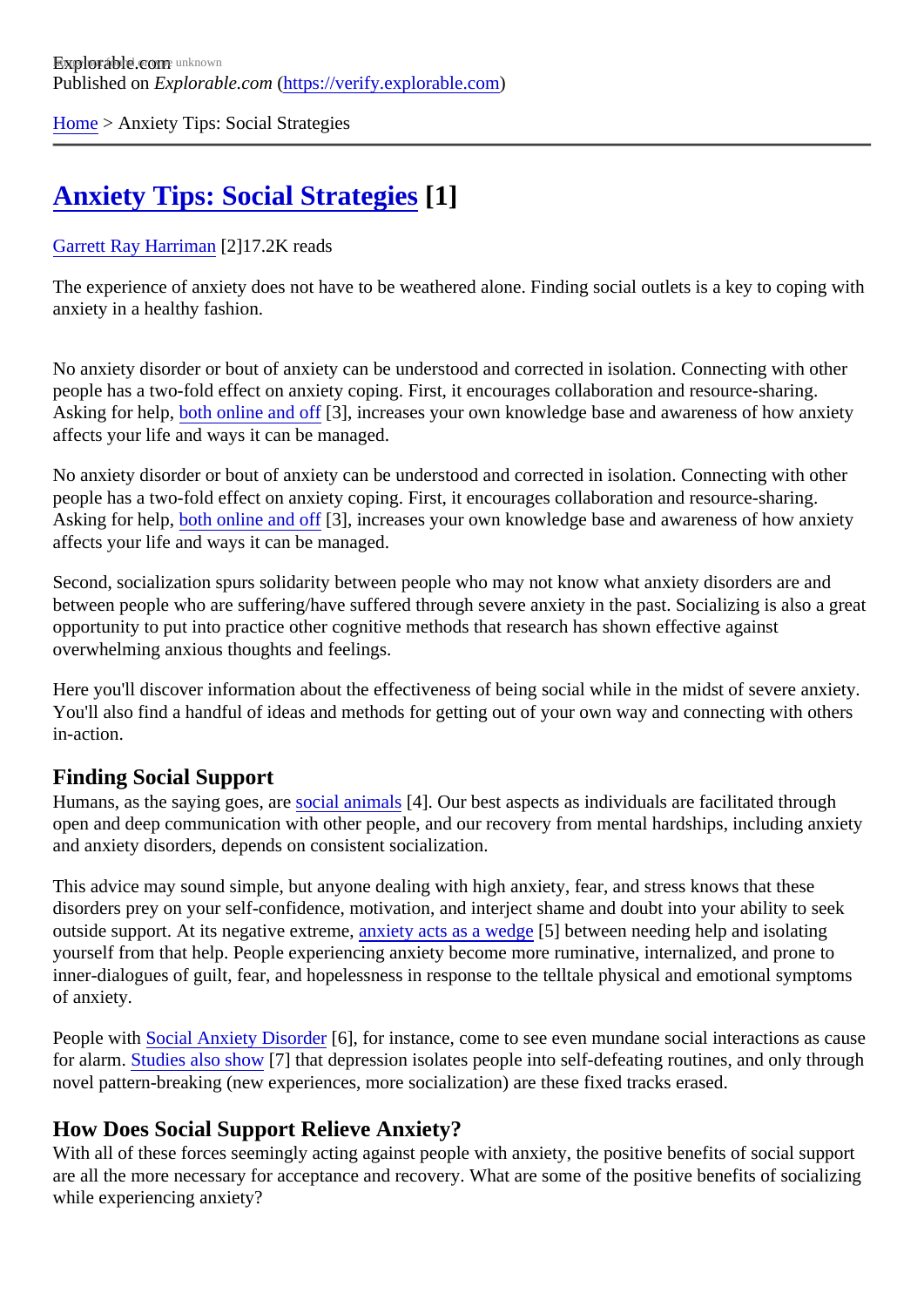Explorable.com
Published on *Explorable.com* (https://verify.explorable.com)

Home > Anxiety Tips: Social Strategies

# Anxiety Tips: Social Strategies [1]

Garrett Ray Harriman [2]17.2K reads

The experience of anxiety does not have to be weathered alone. Finding social outlets is a key to coping with anxiety in a healthy fashion.

No anxiety disorder or bout of anxiety can be understood and corrected in isolation. Connecting with other people has a two-fold effect on anxiety coping. First, it encourages collaboration and resource-sharing. Asking for help, both online and off [3], increases your own knowledge base and awareness of how anxiety affects your life and ways it can be managed.

No anxiety disorder or bout of anxiety can be understood and corrected in isolation. Connecting with other people has a two-fold effect on anxiety coping. First, it encourages collaboration and resource-sharing. Asking for help, both online and off [3], increases your own knowledge base and awareness of how anxiety affects your life and ways it can be managed.

Second, socialization spurs solidarity between people who may not know what anxiety disorders are and between people who are suffering/have suffered through severe anxiety in the past. Socializing is also a great opportunity to put into practice other cognitive methods that research has shown effective against overwhelming anxious thoughts and feelings.

Here you'll discover information about the effectiveness of being social while in the midst of severe anxiety. You'll also find a handful of ideas and methods for getting out of your own way and connecting with others in-action.

## Finding Social Support

Humans, as the saying goes, are social animals [4]. Our best aspects as individuals are facilitated through open and deep communication with other people, and our recovery from mental hardships, including anxiety and anxiety disorders, depends on consistent socialization.

This advice may sound simple, but anyone dealing with high anxiety, fear, and stress knows that these disorders prey on your self-confidence, motivation, and interject shame and doubt into your ability to seek outside support. At its negative extreme, anxiety acts as a wedge [5] between needing help and isolating yourself from that help. People experiencing anxiety become more ruminative, internalized, and prone to inner-dialogues of guilt, fear, and hopelessness in response to the telltale physical and emotional symptoms of anxiety.

People with Social Anxiety Disorder [6], for instance, come to see even mundane social interactions as cause for alarm. Studies also show [7] that depression isolates people into self-defeating routines, and only through novel pattern-breaking (new experiences, more socialization) are these fixed tracks erased.

## How Does Social Support Relieve Anxiety?

With all of these forces seemingly acting against people with anxiety, the positive benefits of social support are all the more necessary for acceptance and recovery. What are some of the positive benefits of socializing while experiencing anxiety?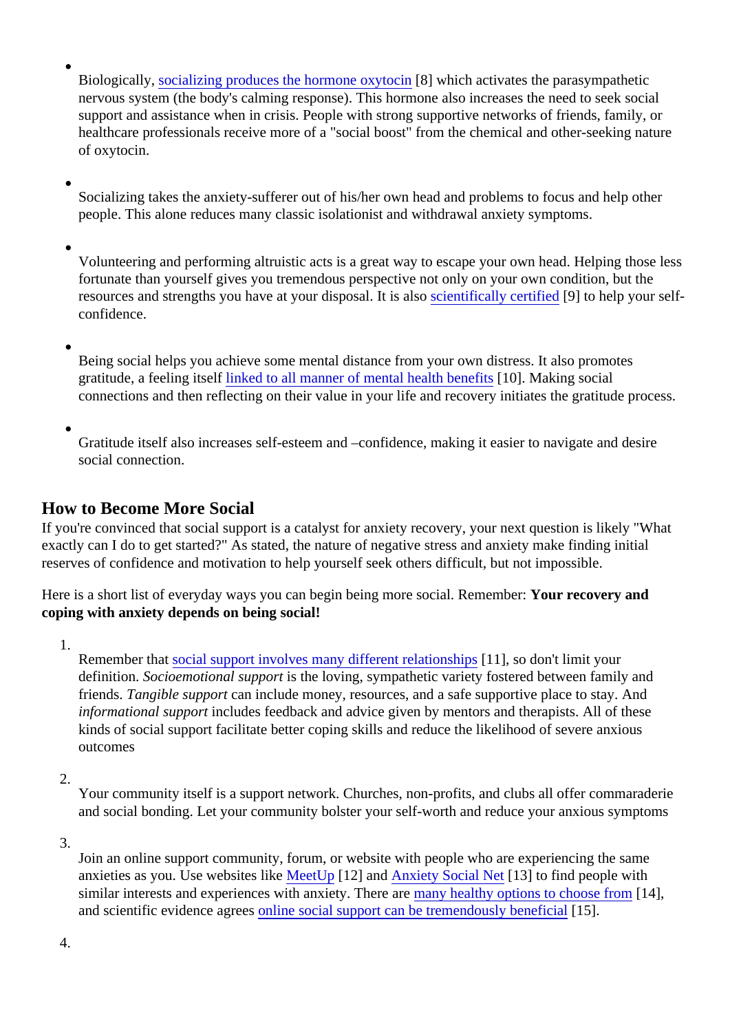- Biologically, socializing produces the hormone oxytocin [8] which activates the parasympathetic nervous system (the body's calming response). This hormone also increases the need to seek social support and assistance when in crisis. People with strong supportive networks of friends, family, or healthcare professionals receive more of a "social boost" from the chemical and other-seeking nature of oxytocin.

- Socializing takes the anxiety-sufferer out of his/her own head and problems to focus and help other people. This alone reduces many classic isolationist and withdrawal anxiety symptoms.

- Volunteering and performing altruistic acts is a great way to escape your own head. Helping those less fortunate than yourself gives you tremendous perspective not only on your own condition, but the resources and strengths you have at your disposal. It is also scientifically certified [9] to help your self-confidence.

- Being social helps you achieve some mental distance from your own distress. It also promotes gratitude, a feeling itself linked to all manner of mental health benefits [10]. Making social connections and then reflecting on their value in your life and recovery initiates the gratitude process.

- Gratitude itself also increases self-esteem and –confidence, making it easier to navigate and desire social connection.

## How to Become More Social

If you're convinced that social support is a catalyst for anxiety recovery, your next question is likely "What exactly can I do to get started?" As stated, the nature of negative stress and anxiety make finding initial reserves of confidence and motivation to help yourself seek others difficult, but not impossible.

Here is a short list of everyday ways you can begin being more social. Remember: **Your recovery and coping with anxiety depends on being social!**

1. Remember that social support involves many different relationships [11], so don't limit your definition. *Socioemotional support* is the loving, sympathetic variety fostered between family and friends. *Tangible support* can include money, resources, and a safe supportive place to stay. And *informational support* includes feedback and advice given by mentors and therapists. All of these kinds of social support facilitate better coping skills and reduce the likelihood of severe anxious outcomes

2. Your community itself is a support network. Churches, non-profits, and clubs all offer commaraderie and social bonding. Let your community bolster your self-worth and reduce your anxious symptoms

3. Join an online support community, forum, or website with people who are experiencing the same anxieties as you. Use websites like MeetUp [12] and Anxiety Social Net [13] to find people with similar interests and experiences with anxiety. There are many healthy options to choose from [14], and scientific evidence agrees online social support can be tremendously beneficial [15].

4.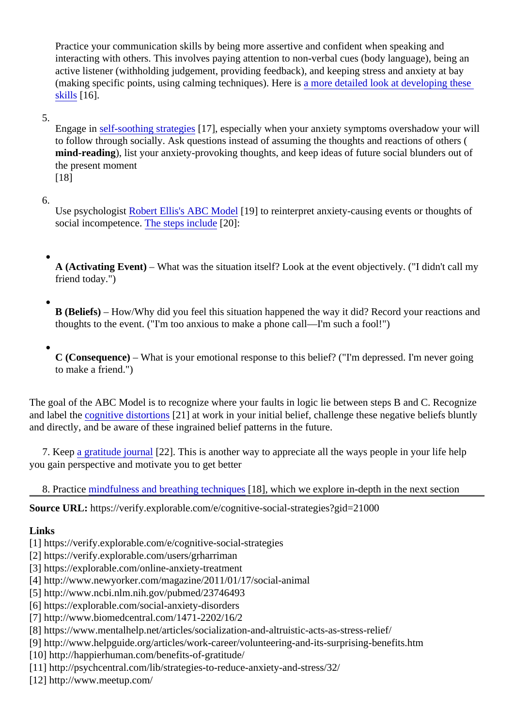Practice your communication skills by being more assertive and confident when speaking and interacting with others. This involves paying attention to non-verbal cues (body language), being an active listener (withholding judgement, providing feedback), and keeping stress and anxiety at bay (making specific points, using calming techniques). Here is a more detailed look at developing these skills [16].

5. Engage in self-soothing strategies [17], especially when your anxiety symptoms overshadow your will to follow through socially. Ask questions instead of assuming the thoughts and reactions of others (**mind-reading**), list your anxiety-provoking thoughts, and keep ideas of future social blunders out of the present moment [18]

6. Use psychologist Robert Ellis's ABC Model [19] to reinterpret anxiety-causing events or thoughts of social incompetence. The steps include [20]:

- **A (Activating Event)** – What was the situation itself? Look at the event objectively. ("I didn't call my friend today.")
- **B (Beliefs)** – How/Why did you feel this situation happened the way it did? Record your reactions and thoughts to the event. ("I'm too anxious to make a phone call—I'm such a fool!")
- **C (Consequence)** – What is your emotional response to this belief? ("I'm depressed. I'm never going to make a friend.")

The goal of the ABC Model is to recognize where your faults in logic lie between steps B and C. Recognize and label the cognitive distortions [21] at work in your initial belief, challenge these negative beliefs bluntly and directly, and be aware of these ingrained belief patterns in the future.

7. Keep a gratitude journal [22]. This is another way to appreciate all the ways people in your life help you gain perspective and motivate you to get better

8. Practice mindfulness and breathing techniques [18], which we explore in-depth in the next section

---

**Source URL:** https://verify.explorable.com/e/cognitive-social-strategies?gid=21000

**Links**
[1] https://verify.explorable.com/e/cognitive-social-strategies
[2] https://verify.explorable.com/users/grharriman
[3] https://explorable.com/online-anxiety-treatment
[4] http://www.newyorker.com/magazine/2011/01/17/social-animal
[5] http://www.ncbi.nlm.nih.gov/pubmed/23746493
[6] https://explorable.com/social-anxiety-disorders
[7] http://www.biomedcentral.com/1471-2202/16/2
[8] https://www.mentalhelp.net/articles/socialization-and-altruistic-acts-as-stress-relief/
[9] http://www.helpguide.org/articles/work-career/volunteering-and-its-surprising-benefits.htm
[10] http://happierhuman.com/benefits-of-gratitude/
[11] http://psychcentral.com/lib/strategies-to-reduce-anxiety-and-stress/32/
[12] http://www.meetup.com/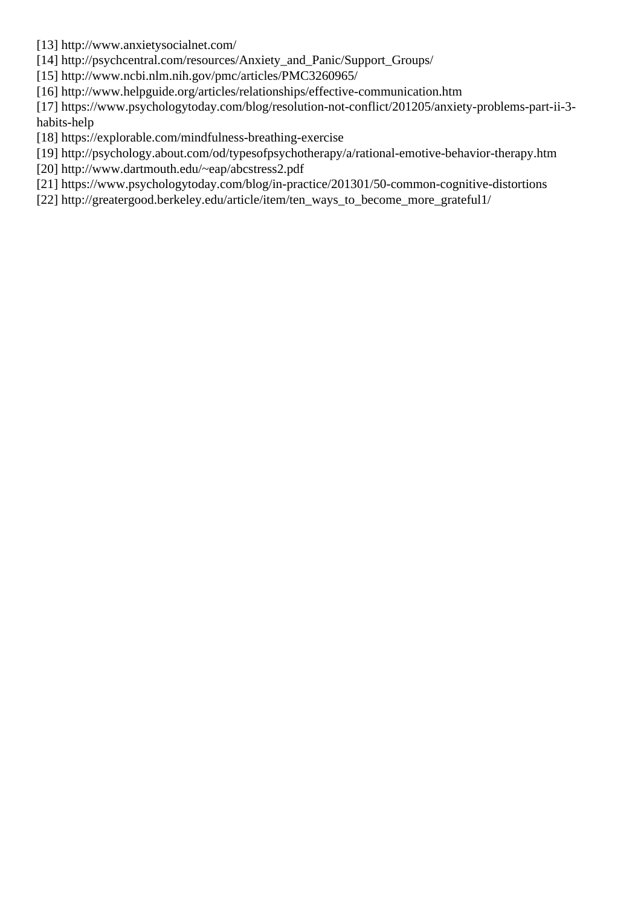[13] http://www.anxietysocialnet.com/
[14] http://psychcentral.com/resources/Anxiety_and_Panic/Support_Groups/
[15] http://www.ncbi.nlm.nih.gov/pmc/articles/PMC3260965/
[16] http://www.helpguide.org/articles/relationships/effective-communication.htm
[17] https://www.psychologytoday.com/blog/resolution-not-conflict/201205/anxiety-problems-part-ii-3-habits-help
[18] https://explorable.com/mindfulness-breathing-exercise
[19] http://psychology.about.com/od/typesofpsychotherapy/a/rational-emotive-behavior-therapy.htm
[20] http://www.dartmouth.edu/~eap/abcstress2.pdf
[21] https://www.psychologytoday.com/blog/in-practice/201301/50-common-cognitive-distortions
[22] http://greatergood.berkeley.edu/article/item/ten_ways_to_become_more_grateful1/